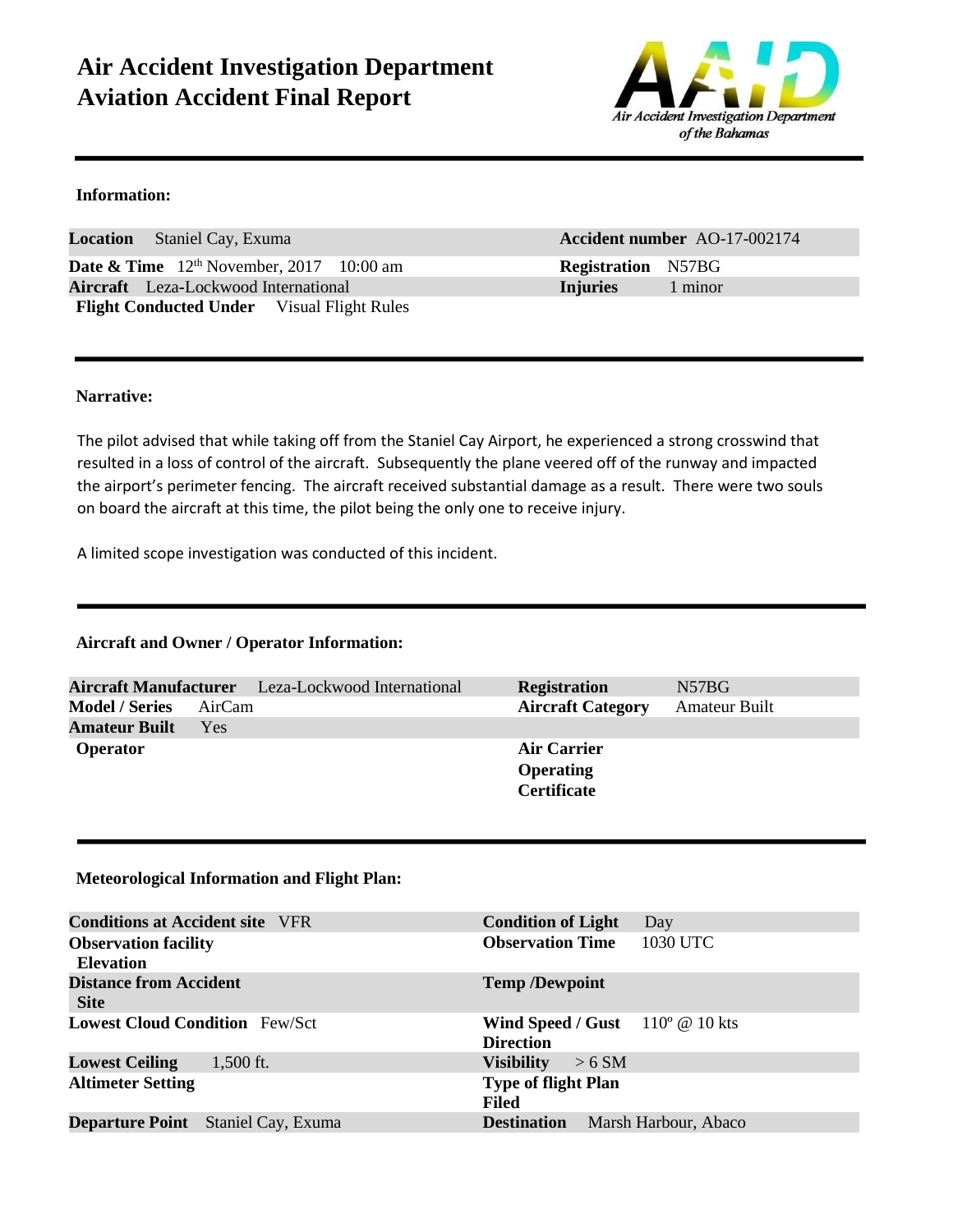# Air Accident Investigation Department
# Aviation Accident Final Report

Air Accident Investigation Department of the Bahamas

**Information:**

| | |
|---|---|
| **Location** Staniel Cay, Exuma | **Accident number** AO-17-002174 |
| **Date & Time** 12th November, 2017 10:00 am | **Registration** N57BG |
| **Aircraft** Leza-Lockwood International | **Injuries** 1 minor |
| **Flight Conducted Under** Visual Flight Rules | |

**Narrative:**

The pilot advised that while taking off from the Staniel Cay Airport, he experienced a strong crosswind that resulted in a loss of control of the aircraft. Subsequently the plane veered off of the runway and impacted the airport's perimeter fencing. The aircraft received substantial damage as a result. There were two souls on board the aircraft at this time, the pilot being the only one to receive injury.

A limited scope investigation was conducted of this incident.

**Aircraft and Owner / Operator Information:**

| | |
|---|---|
| **Aircraft Manufacturer** Leza-Lockwood International | **Registration** N57BG |
| **Model / Series** AirCam | **Aircraft Category** Amateur Built |
| **Amateur Built** Yes | |
| **Operator** | **Air Carrier Operating Certificate** |

**Meteorological Information and Flight Plan:**

| | |
|---|---|
| **Conditions at Accident site** VFR | **Condition of Light** Day |
| **Observation facility Elevation** | **Observation Time** 1030 UTC |
| **Distance from Accident Site** | **Temp /Dewpoint** |
| **Lowest Cloud Condition** Few/Sct | **Wind Speed / Gust Direction** 110º @ 10 kts |
| **Lowest Ceiling** 1,500 ft. | **Visibility** > 6 SM |
| **Altimeter Setting** | **Type of flight Plan Filed** |
| **Departure Point** Staniel Cay, Exuma | **Destination** Marsh Harbour, Abaco |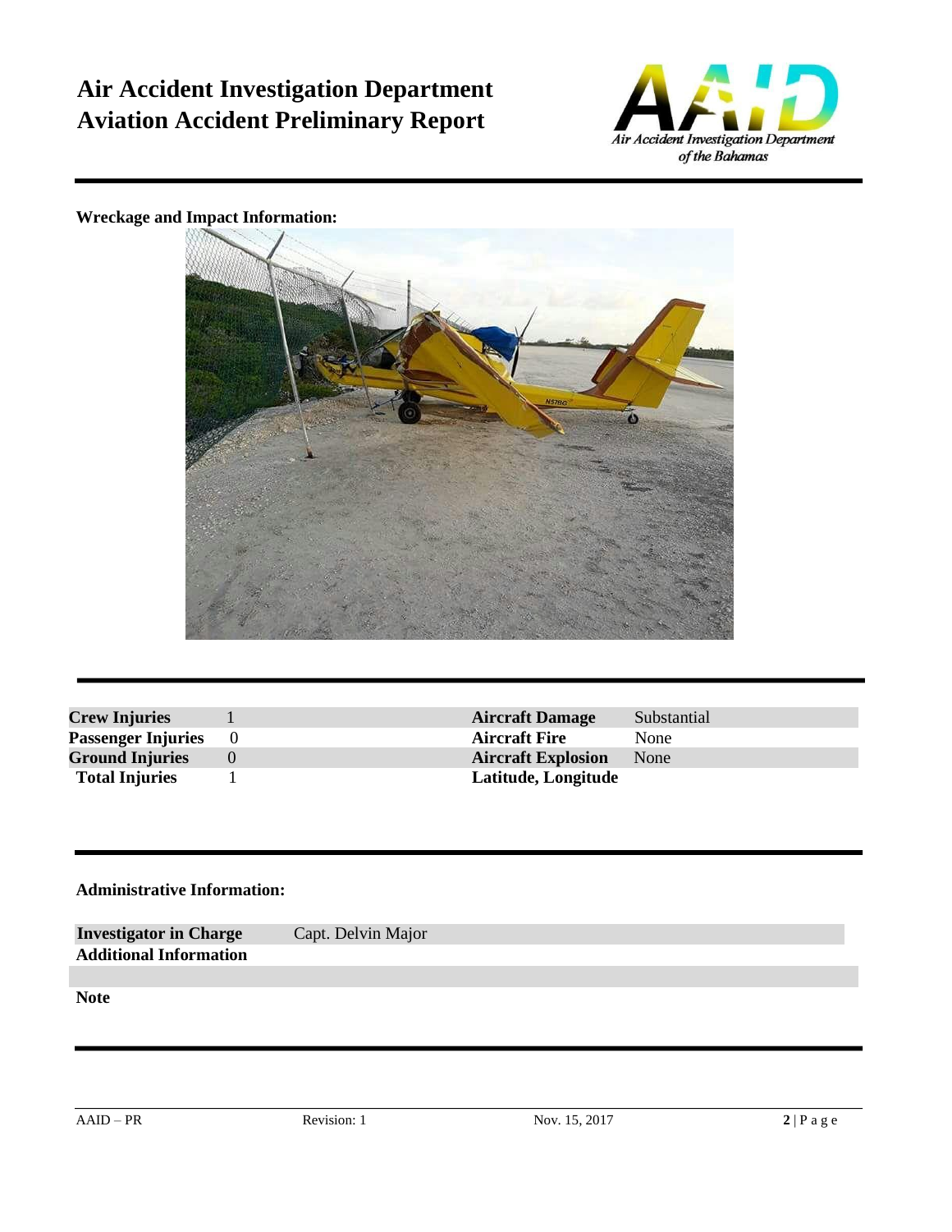# Air Accident Investigation Department
# Aviation Accident Preliminary Report

**Wreckage and Impact Information:**

| | | | |
|---|---|---|---|
| **Crew Injuries** | 1 | **Aircraft Damage** | Substantial |
| **Passenger Injuries** | 0 | **Aircraft Fire** | None |
| **Ground Injuries** | 0 | **Aircraft Explosion** | None |
| **Total Injuries** | 1 | **Latitude, Longitude** | |

**Administrative Information:**

| | |
|---|---|
| **Investigator in Charge** | Capt. Delvin Major |
| **Additional Information** | |

**Note**